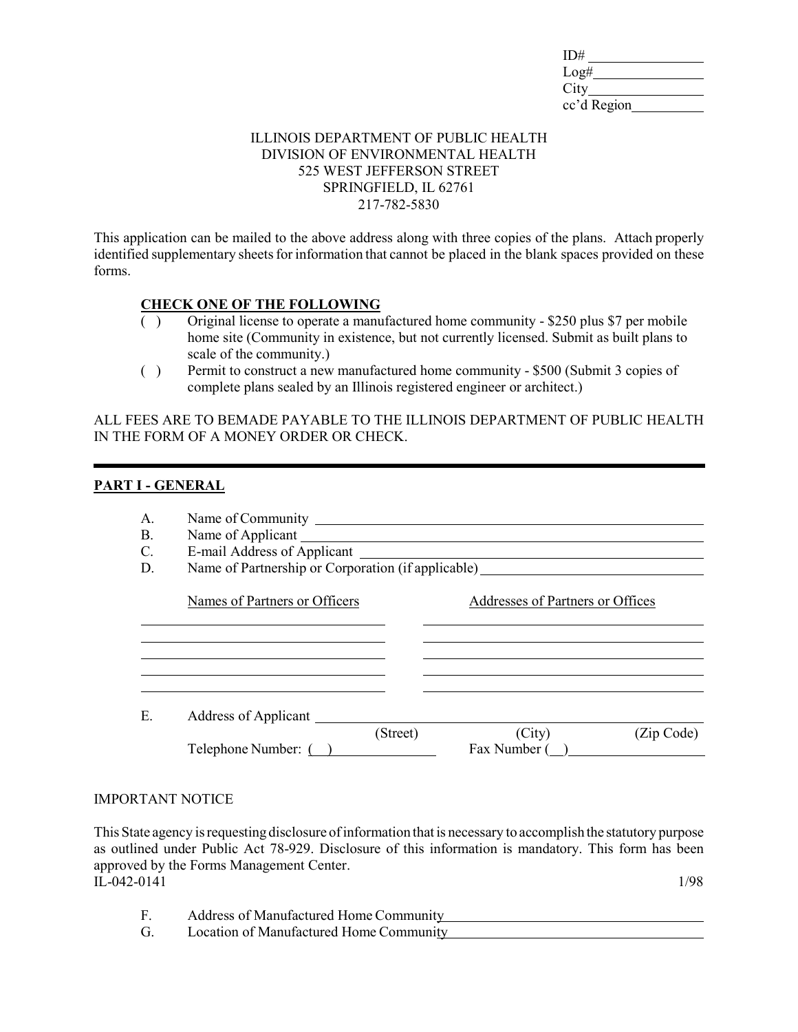ID# ________________
Log# ________________
City ________________
cc'd Region __________

ILLINOIS DEPARTMENT OF PUBLIC HEALTH
DIVISION OF ENVIRONMENTAL HEALTH
525 WEST JEFFERSON STREET
SPRINGFIELD, IL 62761
217-782-5830

This application can be mailed to the above address along with three copies of the plans. Attach properly identified supplementary sheets for information that cannot be placed in the blank spaces provided on these forms.

**CHECK ONE OF THE FOLLOWING**

( ) Original license to operate a manufactured home community - $250 plus $7 per mobile home site (Community in existence, but not currently licensed. Submit as built plans to scale of the community.)

( ) Permit to construct a new manufactured home community - $500 (Submit 3 copies of complete plans sealed by an Illinois registered engineer or architect.)

ALL FEES ARE TO BEMADE PAYABLE TO THE ILLINOIS DEPARTMENT OF PUBLIC HEALTH IN THE FORM OF A MONEY ORDER OR CHECK.

---

## PART I - GENERAL

A. Name of Community ______________________________

B. Name of Applicant ______________________________

C. E-mail Address of Applicant ______________________________

D. Name of Partnership or Corporation (if applicable) ______________________________

| Names of Partners or Officers | Addresses of Partners or Offices |
|---|---|
| | |
| | |
| | |
| | |
| | |

E. Address of Applicant ______________________________
(Street) (City) (Zip Code)

Telephone Number: ( ) ______________ Fax Number ( ) ______________

IMPORTANT NOTICE

This State agency is requesting disclosure of information that is necessary to accomplish the statutory purpose as outlined under Public Act 78-929. Disclosure of this information is mandatory. This form has been approved by the Forms Management Center.

IL-042-0141 1/98

F. Address of Manufactured Home Community ______________________________

G. Location of Manufactured Home Community ______________________________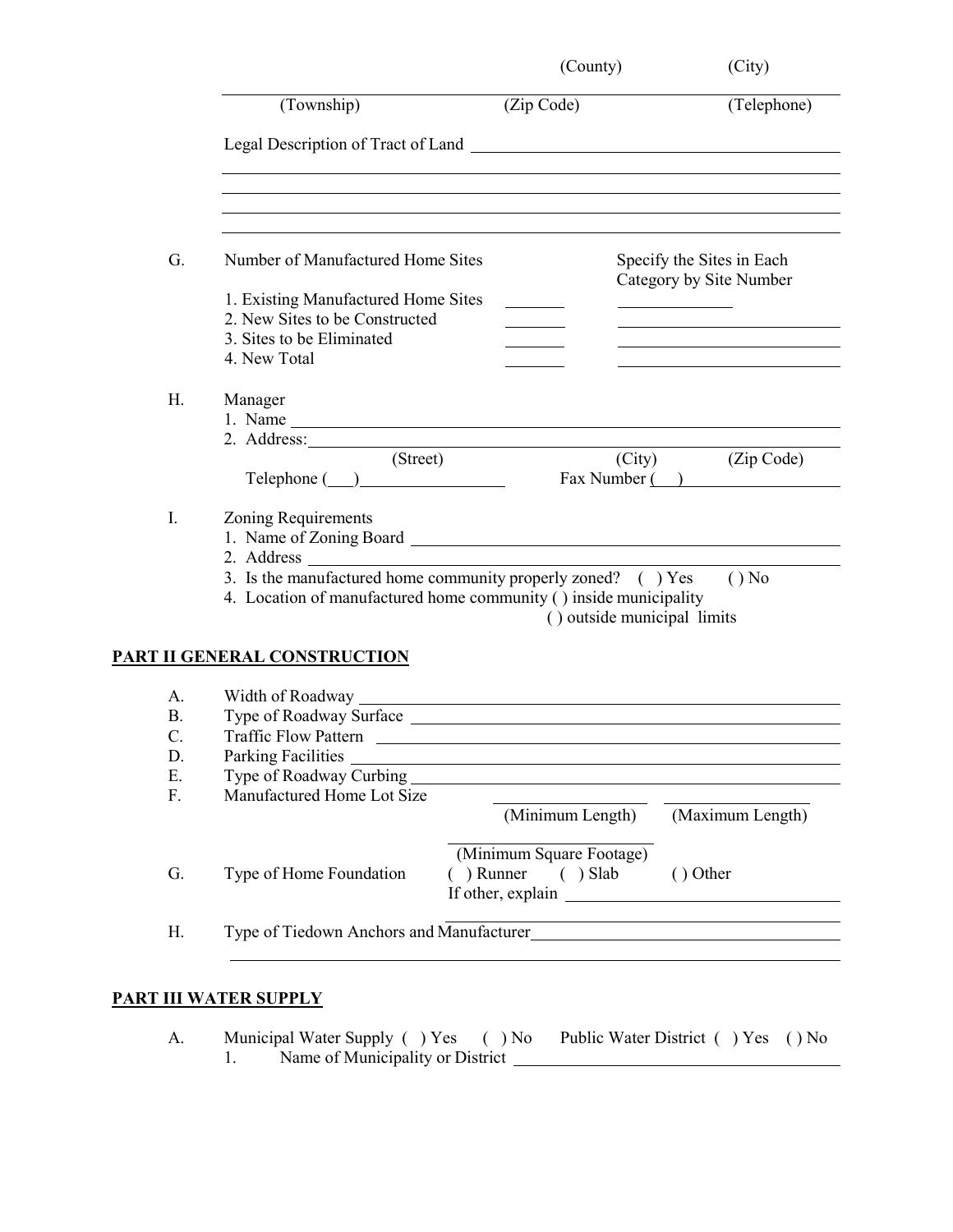(County) (City)

(Township) (Zip Code) (Telephone)

Legal Description of Tract of Land ____________________________________________

______________________________________________________________________

______________________________________________________________________

______________________________________________________________________

______________________________________________________________________

G. Number of Manufactured Home Sites — Specify the Sites in Each Category by Site Number

1. Existing Manufactured Home Sites ________ ______________
2. New Sites to be Constructed ________ ______________
3. Sites to be Eliminated ________ ______________
4. New Total ________ ______________

H. Manager

1. Name ______________________________________________________________
2. Address: ____________________________________________________________
   (Street) (City) (Zip Code)

   Telephone (___)_______________ Fax Number (___)_______________

I. Zoning Requirements

1. Name of Zoning Board ________________________________________________
2. Address ____________________________________________________________
3. Is the manufactured home community properly zoned? ( ) Yes ( ) No
4. Location of manufactured home community ( ) inside municipality
   ( ) outside municipal limits

## PART II GENERAL CONSTRUCTION

A. Width of Roadway ____________________________________________________

B. Type of Roadway Surface ______________________________________________

C. Traffic Flow Pattern _________________________________________________

D. Parking Facilities ___________________________________________________

E. Type of Roadway Curbing ______________________________________________

F. Manufactured Home Lot Size ______________ (Minimum Length) ______________ (Maximum Length)

______________ (Minimum Square Footage)

G. Type of Home Foundation ( ) Runner ( ) Slab ( ) Other

If other, explain ____________________________________

______________________________________________________

H. Type of Tiedown Anchors and Manufacturer ____________________________________

______________________________________________________________________

## PART III WATER SUPPLY

A. Municipal Water Supply ( ) Yes ( ) No Public Water District ( ) Yes ( ) No

1. Name of Municipality or District ____________________________________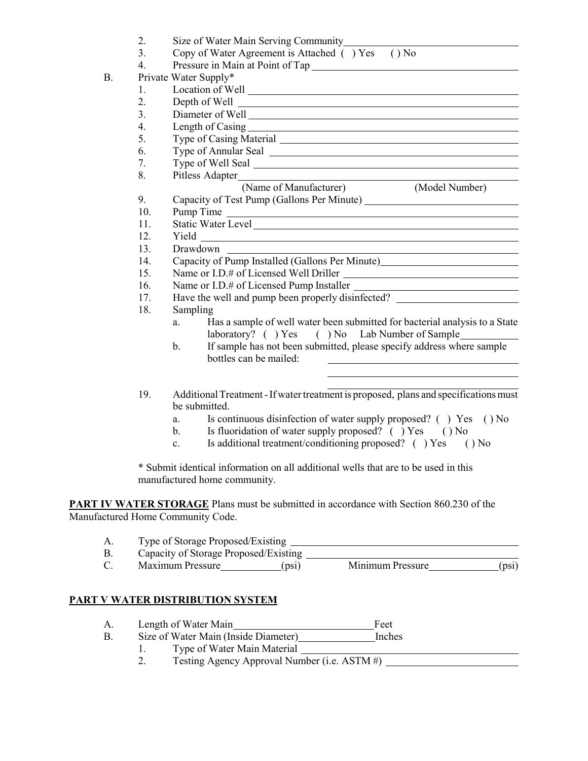2. Size of Water Main Serving Community \_\_\_\_\_\_\_\_\_\_\_\_\_\_\_\_\_\_\_\_
3. Copy of Water Agreement is Attached ( ) Yes ( ) No
4. Pressure in Main at Point of Tap \_\_\_\_\_\_\_\_\_\_\_\_\_\_\_\_\_\_\_\_

B. Private Water Supply*

1. Location of Well \_\_\_\_\_\_\_\_\_\_\_\_\_\_\_\_\_\_\_\_
2. Depth of Well \_\_\_\_\_\_\_\_\_\_\_\_\_\_\_\_\_\_\_\_
3. Diameter of Well \_\_\_\_\_\_\_\_\_\_\_\_\_\_\_\_\_\_\_\_
4. Length of Casing \_\_\_\_\_\_\_\_\_\_\_\_\_\_\_\_\_\_\_\_
5. Type of Casing Material \_\_\_\_\_\_\_\_\_\_\_\_\_\_\_\_\_\_\_\_
6. Type of Annular Seal \_\_\_\_\_\_\_\_\_\_\_\_\_\_\_\_\_\_\_\_
7. Type of Well Seal \_\_\_\_\_\_\_\_\_\_\_\_\_\_\_\_\_\_\_\_
8. Pitless Adapter \_\_\_\_\_\_\_\_\_\_\_\_\_\_\_\_\_\_\_\_
   (Name of Manufacturer) (Model Number)
9. Capacity of Test Pump (Gallons Per Minute) \_\_\_\_\_\_\_\_\_\_\_\_\_\_\_\_\_\_\_\_
10. Pump Time \_\_\_\_\_\_\_\_\_\_\_\_\_\_\_\_\_\_\_\_
11. Static Water Level \_\_\_\_\_\_\_\_\_\_\_\_\_\_\_\_\_\_\_\_
12. Yield \_\_\_\_\_\_\_\_\_\_\_\_\_\_\_\_\_\_\_\_
13. Drawdown \_\_\_\_\_\_\_\_\_\_\_\_\_\_\_\_\_\_\_\_
14. Capacity of Pump Installed (Gallons Per Minute) \_\_\_\_\_\_\_\_\_\_\_\_\_\_\_\_\_\_\_\_
15. Name or I.D.# of Licensed Well Driller \_\_\_\_\_\_\_\_\_\_\_\_\_\_\_\_\_\_\_\_
16. Name or I.D.# of Licensed Pump Installer \_\_\_\_\_\_\_\_\_\_\_\_\_\_\_\_\_\_\_\_
17. Have the well and pump been properly disinfected? \_\_\_\_\_\_\_\_\_\_\_\_\_\_\_\_\_\_\_\_
18. Sampling
    a. Has a sample of well water been submitted for bacterial analysis to a State laboratory? ( ) Yes ( ) No Lab Number of Sample \_\_\_\_\_\_\_\_\_\_
    b. If sample has not been submitted, please specify address where sample bottles can be mailed: \_\_\_\_\_\_\_\_\_\_\_\_\_\_\_\_\_\_\_\_
19. Additional Treatment - If water treatment is proposed, plans and specifications must be submitted.
    a. Is continuous disinfection of water supply proposed? ( ) Yes ( ) No
    b. Is fluoridation of water supply proposed? ( ) Yes ( ) No
    c. Is additional treatment/conditioning proposed? ( ) Yes ( ) No

\* Submit identical information on all additional wells that are to be used in this manufactured home community.

**PART IV WATER STORAGE** Plans must be submitted in accordance with Section 860.230 of the Manufactured Home Community Code.

A. Type of Storage Proposed/Existing \_\_\_\_\_\_\_\_\_\_\_\_\_\_\_\_\_\_\_\_
B. Capacity of Storage Proposed/Existing \_\_\_\_\_\_\_\_\_\_\_\_\_\_\_\_\_\_\_\_
C. Maximum Pressure \_\_\_\_\_\_\_\_\_\_ (psi) Minimum Pressure \_\_\_\_\_\_\_\_\_\_ (psi)

**PART V WATER DISTRIBUTION SYSTEM**

A. Length of Water Main \_\_\_\_\_\_\_\_\_\_\_\_\_\_\_\_\_\_\_\_ Feet
B. Size of Water Main (Inside Diameter) \_\_\_\_\_\_\_\_\_\_ Inches
   1. Type of Water Main Material \_\_\_\_\_\_\_\_\_\_\_\_\_\_\_\_\_\_\_\_
   2. Testing Agency Approval Number (i.e. ASTM #) \_\_\_\_\_\_\_\_\_\_\_\_\_\_\_\_\_\_\_\_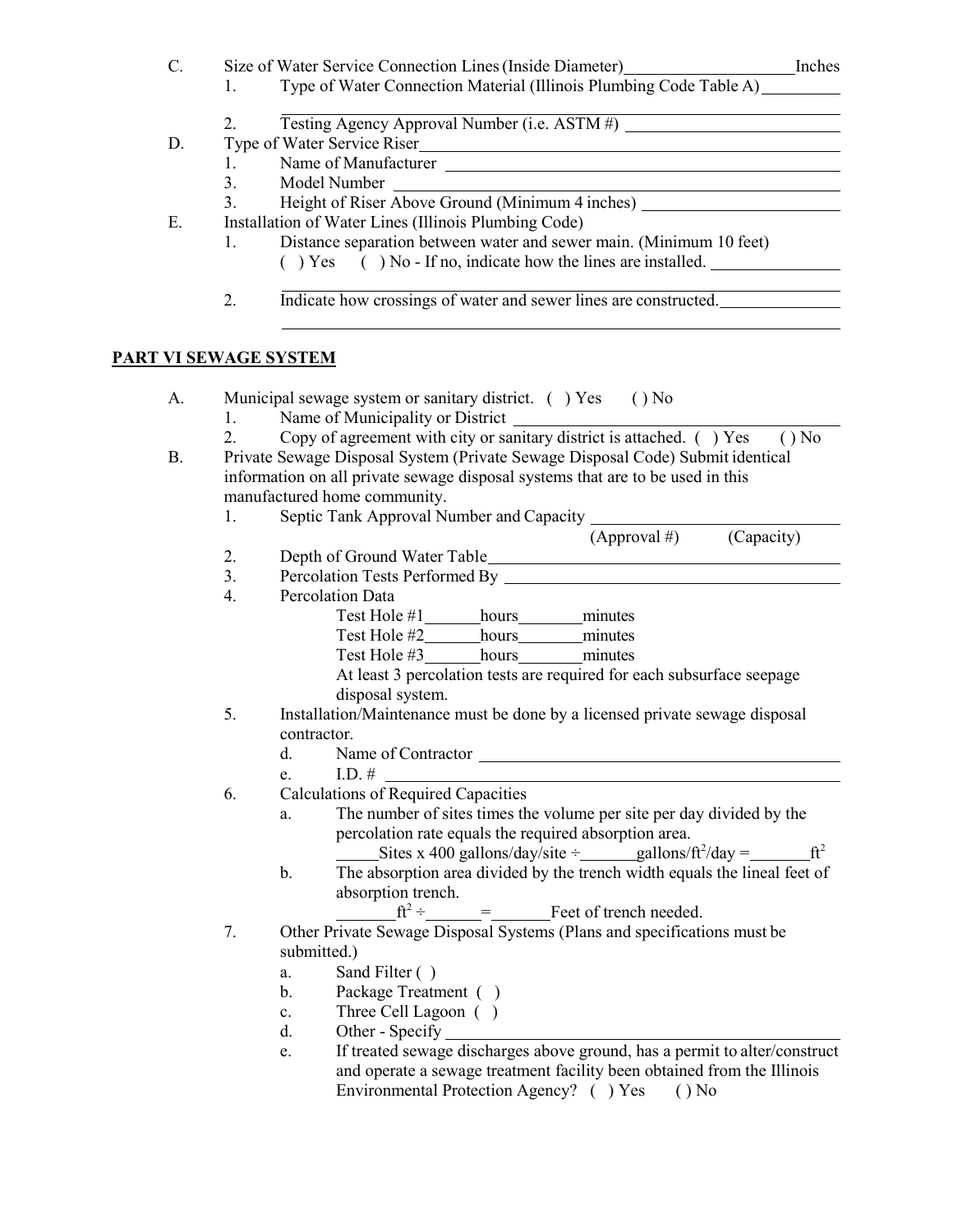C. Size of Water Service Connection Lines (Inside Diameter)____________________Inches

1. Type of Water Connection Material (Illinois Plumbing Code Table A)__________

   ________________________________________________

2. Testing Agency Approval Number (i.e. ASTM #) ________________________

D. Type of Water Service Riser________________________________________

1. Name of Manufacturer ________________________________________
3. Model Number ________________________________________
3. Height of Riser Above Ground (Minimum 4 inches) ________________________

E. Installation of Water Lines (Illinois Plumbing Code)

1. Distance separation between water and sewer main. (Minimum 10 feet)

   ( ) Yes ( ) No - If no, indicate how the lines are installed. ______________

   ________________________________________________

2. Indicate how crossings of water and sewer lines are constructed.______________

   ________________________________________________

**PART VI SEWAGE SYSTEM**

A. Municipal sewage system or sanitary district. ( ) Yes ( ) No

1. Name of Municipality or District ________________________________
2. Copy of agreement with city or sanitary district is attached. ( ) Yes ( ) No

B. Private Sewage Disposal System (Private Sewage Disposal Code) Submit identical information on all private sewage disposal systems that are to be used in this manufactured home community.

1. Septic Tank Approval Number and Capacity ________________________

   (Approval #) (Capacity)

2. Depth of Ground Water Table________________________________
3. Percolation Tests Performed By ________________________________
4. Percolation Data

   Test Hole #1_______hours________minutes

   Test Hole #2_______hours________minutes

   Test Hole #3_______hours________minutes

   At least 3 percolation tests are required for each subsurface seepage disposal system.

5. Installation/Maintenance must be done by a licensed private sewage disposal contractor.

   d. Name of Contractor ________________________________

   e. I.D. # ________________________________

6. Calculations of Required Capacities

   a. The number of sites times the volume per site per day divided by the percolation rate equals the required absorption area.

      _____Sites x 400 gallons/day/site ÷_______gallons/$ft^2$/day =_______$ft^2$

   b. The absorption area divided by the trench width equals the lineal feet of absorption trench.

      _______$ft^2$ ÷_______=_______Feet of trench needed.

7. Other Private Sewage Disposal Systems (Plans and specifications must be submitted.)

   a. Sand Filter ( )

   b. Package Treatment ( )

   c. Three Cell Lagoon ( )

   d. Other - Specify ________________________________

   e. If treated sewage discharges above ground, has a permit to alter/construct and operate a sewage treatment facility been obtained from the Illinois Environmental Protection Agency? ( ) Yes ( ) No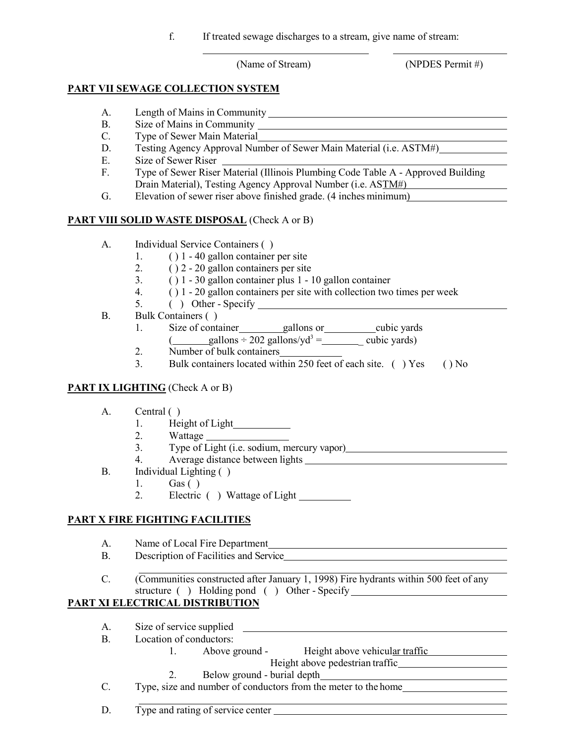f. If treated sewage discharges to a stream, give name of stream:

\_\_\_\_\_\_\_\_\_\_\_\_\_\_\_\_\_\_\_\_\_\_\_\_\_\_\_\_ \_\_\_\_\_\_\_\_\_\_\_\_\_\_\_\_\_\_\_\_

(Name of Stream) (NPDES Permit #)

**PART VII SEWAGE COLLECTION SYSTEM**

A. Length of Mains in Community \_\_\_\_\_\_\_\_\_\_\_\_\_\_\_\_\_\_\_\_\_\_\_\_\_\_\_\_\_\_\_\_\_\_\_\_\_\_\_\_

B. Size of Mains in Community \_\_\_\_\_\_\_\_\_\_\_\_\_\_\_\_\_\_\_\_\_\_\_\_\_\_\_\_\_\_\_\_\_\_\_\_\_\_\_\_

C. Type of Sewer Main Material\_\_\_\_\_\_\_\_\_\_\_\_\_\_\_\_\_\_\_\_\_\_\_\_\_\_\_\_\_\_\_\_\_\_\_\_\_\_\_\_

D. Testing Agency Approval Number of Sewer Main Material (i.e. ASTM#)\_\_\_\_\_\_\_\_\_\_\_\_

E. Size of Sewer Riser \_\_\_\_\_\_\_\_\_\_\_\_\_\_\_\_\_\_\_\_\_\_\_\_\_\_\_\_\_\_\_\_\_\_\_\_\_\_\_\_\_\_\_\_\_\_\_\_

F. Type of Sewer Riser Material (Illinois Plumbing Code Table A - Approved Building Drain Material), Testing Agency Approval Number (i.e. ASTM#)\_\_\_\_\_\_\_\_\_\_\_\_\_\_\_\_\_\_\_\_

G. Elevation of sewer riser above finished grade. (4 inches minimum)\_\_\_\_\_\_\_\_\_\_\_\_\_\_\_\_\_\_

**PART VIII SOLID WASTE DISPOSAL** (Check A or B)

A. Individual Service Containers ( )
   1. ( ) 1 - 40 gallon container per site
   2. ( ) 2 - 20 gallon containers per site
   3. ( ) 1 - 30 gallon container plus 1 - 10 gallon container
   4. ( ) 1 - 20 gallon containers per site with collection two times per week
   5. ( ) Other - Specify \_\_\_\_\_\_\_\_\_\_\_\_\_\_\_\_\_\_\_\_\_\_\_\_\_\_\_\_\_\_\_\_\_\_\_\_\_\_\_\_\_\_\_\_\_\_

B. Bulk Containers ( )
   1. Size of container\_\_\_\_\_\_\_\_gallons or\_\_\_\_\_\_\_\_\_cubic yards
      (\_\_\_\_\_\_\_gallons ÷ 202 gallons/yd$^3$ =\_\_\_\_\_\_\_\_ cubic yards)
   2. Number of bulk containers\_\_\_\_\_\_\_\_\_\_\_
   3. Bulk containers located within 250 feet of each site. ( ) Yes ( ) No

**PART IX LIGHTING** (Check A or B)

A. Central ( )
   1. Height of Light\_\_\_\_\_\_\_\_\_\_
   2. Wattage \_\_\_\_\_\_\_\_\_\_\_\_\_\_\_
   3. Type of Light (i.e. sodium, mercury vapor)\_\_\_\_\_\_\_\_\_\_\_\_\_\_\_\_\_\_\_\_\_\_\_\_\_\_\_\_
   4. Average distance between lights \_\_\_\_\_\_\_\_\_\_\_\_\_\_\_\_\_\_\_\_\_\_\_\_\_\_\_\_\_\_\_\_\_\_\_

B. Individual Lighting ( )
   1. Gas ( )
   2. Electric ( ) Wattage of Light \_\_\_\_\_\_\_\_\_

**PART X FIRE FIGHTING FACILITIES**

A. Name of Local Fire Department\_\_\_\_\_\_\_\_\_\_\_\_\_\_\_\_\_\_\_\_\_\_\_\_\_\_\_\_\_\_\_\_\_\_\_\_\_\_\_\_

B. Description of Facilities and Service\_\_\_\_\_\_\_\_\_\_\_\_\_\_\_\_\_\_\_\_\_\_\_\_\_\_\_\_\_\_\_\_\_\_\_\_
\_\_\_\_\_\_\_\_\_\_\_\_\_\_\_\_\_\_\_\_\_\_\_\_\_\_\_\_\_\_\_\_\_\_\_\_\_\_\_\_\_\_\_\_\_\_\_\_\_\_\_\_\_\_\_\_\_\_\_\_\_\_\_\_\_\_

C. (Communities constructed after January 1, 1998) Fire hydrants within 500 feet of any structure ( ) Holding pond ( ) Other - Specify \_\_\_\_\_\_\_\_\_\_\_\_\_\_\_\_\_\_\_\_\_\_\_\_\_\_\_\_

**PART XI ELECTRICAL DISTRIBUTION**

A. Size of service supplied \_\_\_\_\_\_\_\_\_\_\_\_\_\_\_\_\_\_\_\_\_\_\_\_\_\_\_\_\_\_\_\_\_\_\_\_\_\_\_\_\_\_\_\_

B. Location of conductors:
   1. Above ground - Height above vehicular traffic \_\_\_\_\_\_\_\_\_\_\_\_\_\_\_\_\_
      Height above pedestrian traffic\_\_\_\_\_\_\_\_\_\_\_\_\_\_\_\_\_\_\_\_\_
   2. Below ground - burial depth\_\_\_\_\_\_\_\_\_\_\_\_\_\_\_\_\_\_\_\_\_\_\_\_\_\_\_\_\_\_\_\_\_\_\_\_\_\_\_\_

C. Type, size and number of conductors from the meter to the home\_\_\_\_\_\_\_\_\_\_\_\_\_\_\_\_\_\_\_\_
\_\_\_\_\_\_\_\_\_\_\_\_\_\_\_\_\_\_\_\_\_\_\_\_\_\_\_\_\_\_\_\_\_\_\_\_\_\_\_\_\_\_\_\_\_\_\_\_\_\_\_\_\_\_\_\_\_\_\_\_\_\_\_\_\_\_

D. Type and rating of service center \_\_\_\_\_\_\_\_\_\_\_\_\_\_\_\_\_\_\_\_\_\_\_\_\_\_\_\_\_\_\_\_\_\_\_\_\_\_\_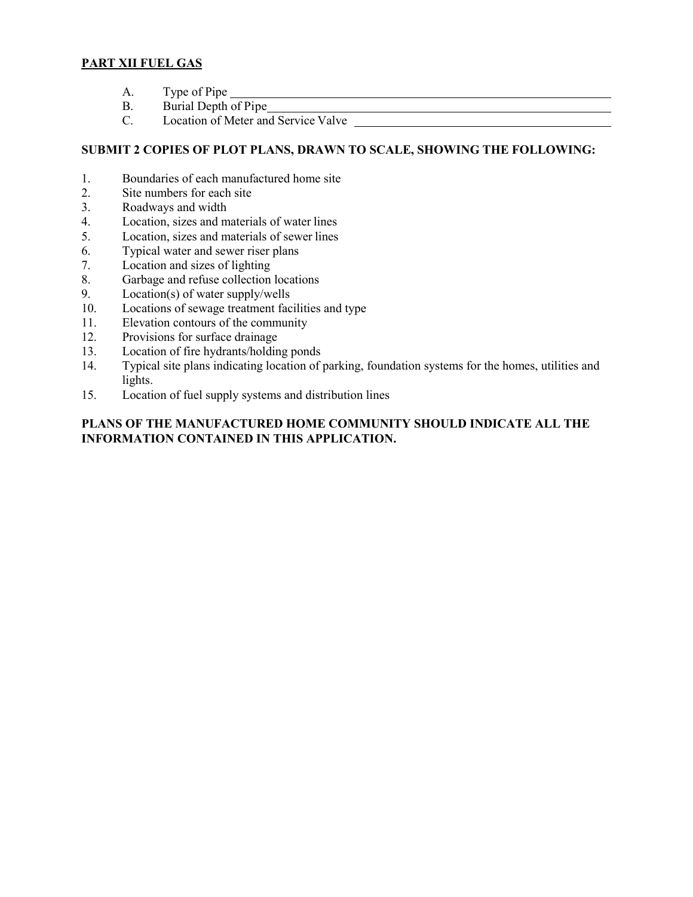**PART XII FUEL GAS**

A. Type of Pipe \_\_\_\_\_\_\_\_\_\_\_\_\_\_\_\_\_\_\_\_\_\_\_\_\_\_\_\_\_\_\_\_\_\_\_\_\_\_\_\_

B. Burial Depth of Pipe\_\_\_\_\_\_\_\_\_\_\_\_\_\_\_\_\_\_\_\_\_\_\_\_\_\_\_\_\_\_\_\_\_\_\_\_

C. Location of Meter and Service Valve \_\_\_\_\_\_\_\_\_\_\_\_\_\_\_\_\_\_\_\_\_\_\_\_\_\_

**SUBMIT 2 COPIES OF PLOT PLANS, DRAWN TO SCALE, SHOWING THE FOLLOWING:**

1. Boundaries of each manufactured home site
2. Site numbers for each site
3. Roadways and width
4. Location, sizes and materials of water lines
5. Location, sizes and materials of sewer lines
6. Typical water and sewer riser plans
7. Location and sizes of lighting
8. Garbage and refuse collection locations
9. Location(s) of water supply/wells
10. Locations of sewage treatment facilities and type
11. Elevation contours of the community
12. Provisions for surface drainage
13. Location of fire hydrants/holding ponds
14. Typical site plans indicating location of parking, foundation systems for the homes, utilities and lights.
15. Location of fuel supply systems and distribution lines

**PLANS OF THE MANUFACTURED HOME COMMUNITY SHOULD INDICATE ALL THE INFORMATION CONTAINED IN THIS APPLICATION.**